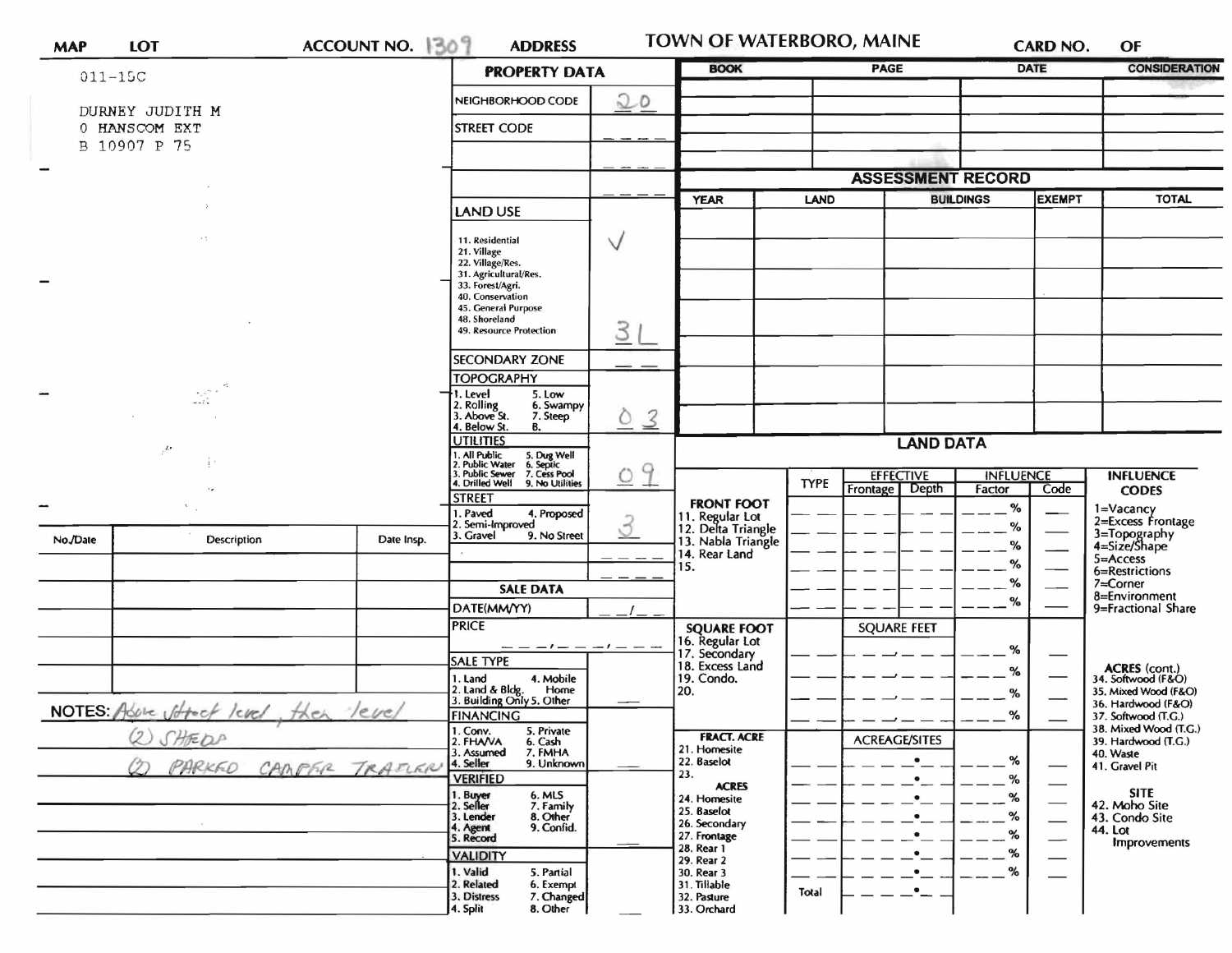| MAP | LOT | ACCOUNT NO. 1309 | ADDRESS | TOWN OF WATERBORO, MAINE | CARD NO. | OF |
|---|---|---|---|---|---|---|

011-15C

DURNEY JUDITH M
0 HANSCOM EXT
B 10907 P 75

## PROPERTY DATA

| | |
|---|---|
| NEIGHBORHOOD CODE | 20 |
| STREET CODE | |

**LAND USE** ✓

11. Residential
21. Village
22. Village/Res.
31. Agricultural/Res.
33. Forest/Agri.
40. Conservation
45. General Purpose
48. Shoreland
49. Resource Protection

3L

**SECONDARY ZONE**

**TOPOGRAPHY** 0 3

1. Level
2. Rolling
3. Above St.
4. Below St.
5. Low
6. Swampy
7. Steep
8.

**UTILITIES** 0 9

1. All Public
2. Public Water
3. Public Sewer
4. Drilled Well
5. Dug Well
6. Septic
7. Cess Pool
9. No Utilities

**STREET** 3

1. Paved
2. Semi-Improved
3. Gravel
4. Proposed
9. No Street

**SALE DATA**

DATE(MM/YY)

PRICE

**SALE TYPE**

1. Land
2. Land & Bldg.
3. Building Only
4. Mobile Home
5. Other

**FINANCING**

1. Conv.
2. FHA/VA
3. Assumed
4. Seller
5. Private
6. Cash
7. FMHA
9. Unknown

**VERIFIED**

1. Buyer
2. Seller
3. Lender
4. Agent
5. Record
6. MLS
7. Family
8. Other
9. Confid.

**VALIDITY**

1. Valid
2. Related
3. Distress
4. Split
5. Partial
6. Exempt
7. Changed
8. Other

| BOOK | PAGE | DATE | CONSIDERATION |
|---|---|---|---|
| | | | |

## ASSESSMENT RECORD

| YEAR | LAND | BUILDINGS | EXEMPT | TOTAL |
|---|---|---|---|---|
| | | | | |

## LAND DATA

| | TYPE | EFFECTIVE Frontage | EFFECTIVE Depth | INFLUENCE Factor | INFLUENCE Code |
|---|---|---|---|---|---|
| **FRONT FOOT** | | | | | |
| 11. Regular Lot | | | | % | |
| 12. Delta Triangle | | | | % | |
| 13. Nabla Triangle | | | | % | |
| 14. Rear Land | | | | % | |
| 15. | | | | % | |
| **SQUARE FOOT** | | SQUARE FEET | | | |
| 16. Regular Lot | | | | % | |
| 17. Secondary | | | | % | |
| 18. Excess Land | | | | % | |
| 19. Condo. | | | | % | |
| 20. | | | | | |
| **FRACT. ACRE** | | ACREAGE/SITES | | | |
| 21. Homesite | | | | % | |
| 22. Baselot | | | | % | |
| 23. | | | | % | |
| **ACRES** | | | | | |
| 24. Homesite | | | | % | |
| 25. Baselot | | | | % | |
| 26. Secondary | | | | % | |
| 27. Frontage | | | | % | |
| 28. Rear 1 | | | | % | |
| 29. Rear 2 | | | | % | |
| 30. Rear 3 | | | | | |
| 31. Tillable | Total | | | | |
| 32. Pasture | | | | | |
| 33. Orchard | | | | | |

**INFLUENCE CODES**

1=Vacancy
2=Excess Frontage
3=Topography
4=Size/Shape
5=Access
6=Restrictions
7=Corner
8=Environment
9=Fractional Share

**ACRES (cont.)**

34. Softwood (F&O)
35. Mixed Wood (F&O)
36. Hardwood (F&O)
37. Softwood (T.G.)
38. Mixed Wood (T.G.)
39. Hardwood (T.G.)
40. Waste
41. Gravel Pit

**SITE**

42. Moho Site
43. Condo Site
44. Lot Improvements

| No./Date | Description | Date Insp. |
|---|---|---|
| | | |

NOTES: Above street level, then level
(2) SHEDS
(2) PARKED CAMPER TRAILER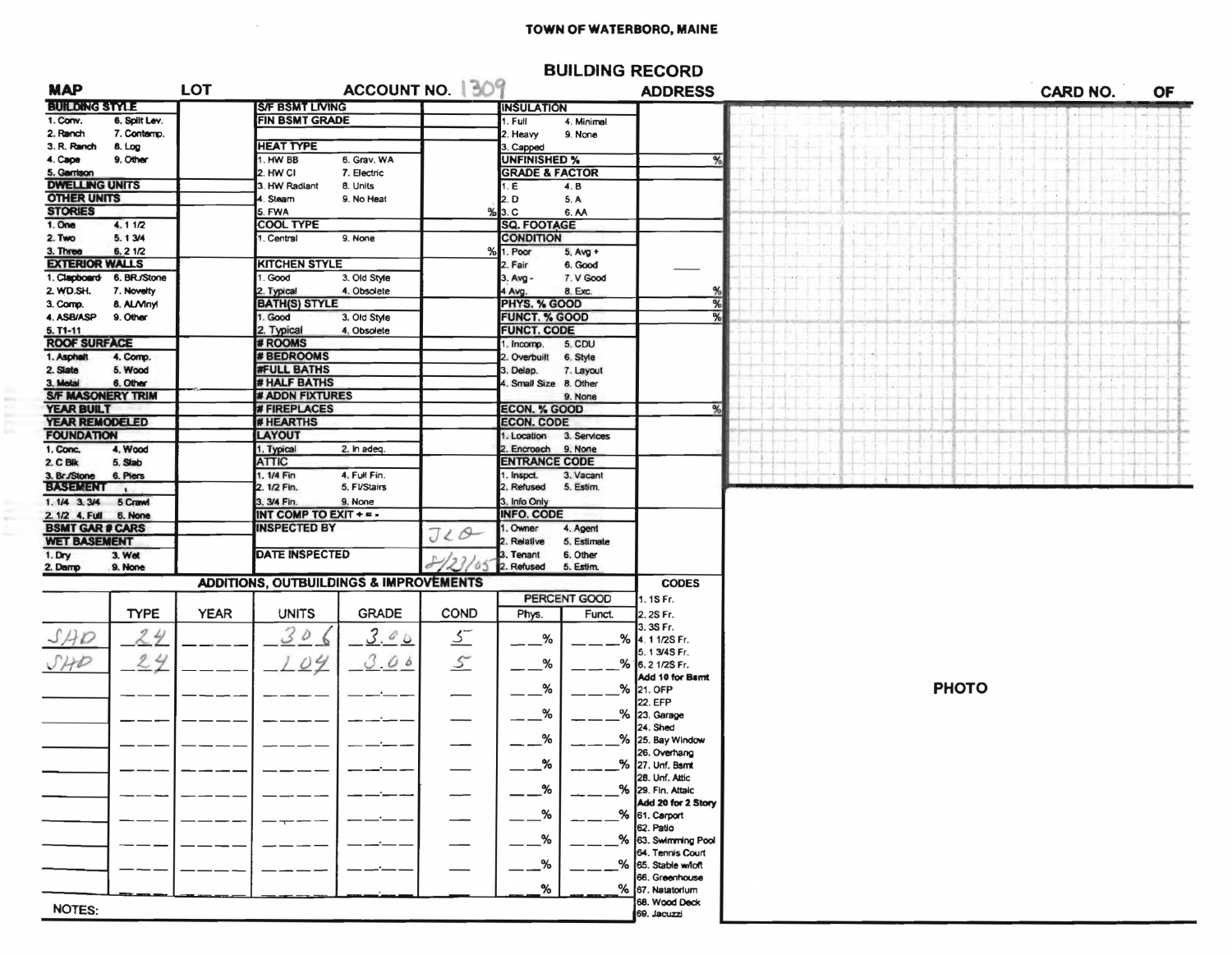# TOWN OF WATERBORO, MAINE

## BUILDING RECORD

MAP | LOT | ACCOUNT NO. 1309 | ADDRESS | CARD NO. OF

| | | | | | |
|---|---|---|---|---|---|
| **BUILDING STYLE** | | **S/F BSMT LIVING** | | **INSULATION** | |
| 1. Conv. 6. Split Lev. 2. Ranch 7. Contemp. 3. R. Ranch 8. Log 4. Cape 9. Other 5. Garrison | | **FIN BSMT GRADE** | | 1. Full 4. Minimal 2. Heavy 9. None 3. Capped | |
| **DWELLING UNITS** | | **HEAT TYPE** | | **UNFINISHED %** | % |
| **OTHER UNITS** | | 1. HW BB 6. Grav. WA 2. HW CI 7. Electric 3. HW Radiant 8. Units 4. Steam 9. No Heat 5. FWA | % | **GRADE & FACTOR** | |
| **STORIES** | | | | 1. E 4. B 2. D 5. A 3. C 6. AA | |
| 1. One 4. 1 1/2 2. Two 5. 1 3/4 3. Three 6. 2 1/2 | | **COOL TYPE** | | **SQ. FOOTAGE** | |
| | | 1. Central 9. None | % | **CONDITION** | |
| **EXTERIOR WALLS** | | **KITCHEN STYLE** | | 1. Poor 5. Avg + 2. Fair 6. Good 3. Avg - 7. V Good 4 Avg. 8. Exc. | |
| 1. Clapboard 6. BR/Stone 2. WD.SH. 7. Novelty 3. Comp. 8. AL/Vinyl 4. ASB/ASP 9. Other 5. T1-11 | | 1. Good 3. Old Style 2. Typical 4. Obsolete | | | |
| | | **BATH(S) STYLE** | | **PHYS. % GOOD** | % |
| | | 1. Good 3. Old Style 2. Typical 4. Obsolete | | **FUNCT. % GOOD** | % |
| **ROOF SURFACE** | | **# ROOMS** | | **FUNCT. CODE** | |
| 1. Asphalt 4. Comp. 2. Slate 5. Wood 3. Metal 6. Other | | **# BEDROOMS** | | 1. Incomp. 5. CDU 2. Overbuilt 6. Style 3. Delap. 7. Layout 4. Small Size 8. Other 9. None | |
| | | **#FULL BATHS** | | | |
| | | **# HALF BATHS** | | | |
| **S/F MASONERY TRIM** | | **# ADDN FIXTURES** | | | |
| **YEAR BUILT** | | **# FIREPLACES** | | **ECON. % GOOD** | % |
| **YEAR REMODELED** | | **# HEARTHS** | | **ECON. CODE** | |
| **FOUNDATION** | | **LAYOUT** | | 1. Location 3. Services 2. Encroach 9. None | |
| 1. Conc. 4. Wood 2. C Blk 5. Slab 3. Br./Stone 6. Piers | | 1. Typical 2. In adeq. | | | |
| | | **ATTIC** | | **ENTRANCE CODE** | |
| **BASEMENT** | | 1. 1/4 Fin 4. Full Fin. 2. 1/2 Fin. 5. Fl/Stairs 3. 3/4 Fin. 9. None | | 1. Inspct. 3. Vacant 2. Refused 5. Estim. 3. Info Only | |
| 1. 1/4 3. 3/4 5 Crawl 2. 1/2 4. Full 6. None | | **INT COMP TO EXIT + = -** | | **INFO. CODE** | |
| **BSMT GAR # CARS** | | **INSPECTED BY** | JLO | 1. Owner 4. Agent 2. Relative 5. Estimate | |
| **WET BASEMENT** | | **DATE INSPECTED** | 8/23/05 | 3. Tenant 6. Other 2. Refused 5. Estim. | |
| 1. Dry 3. Wet 2. Damp 9. None | | | | | |

## ADDITIONS, OUTBUILDINGS & IMPROVEMENTS

| | TYPE | YEAR | UNITS | GRADE | COND | PERCENT GOOD Phys. | PERCENT GOOD Funct. |
|---|---|---|---|---|---|---|---|
| SHD | 24 | | 306 | 3.00 | 5 | % | % |
| SHD | 24 | | 104 | 3.00 | 5 | % | % |
| | | | | | | % | % |
| | | | | | | % | % |
| | | | | | | % | % |
| | | | | | | % | % |
| | | | | | | % | % |
| | | | | | | % | % |
| | | | | | | % | % |
| | | | | | | % | % |
| | | | | | | % | % |

**CODES**

1. 1S Fr.
2. 2S Fr.
3. 3S Fr.
4. 1 1/2S Fr.
5. 1 3/4S Fr.
6. 2 1/2S Fr.

**Add 10 for Bsmt**

21. OFP
22. EFP
23. Garage
24. Shed
25. Bay Window
26. Overhang
27. Unf. Bsmt
28. Unf. Attic
29. Fin. Attaic

**Add 20 for 2 Story**

61. Carport
62. Patio
63. Swimming Pool
64. Tennis Court
65. Stable w/loft
66. Greenhouse
67. Natatorium
68. Wood Deck
69. Jacuzzi

NOTES:

PHOTO